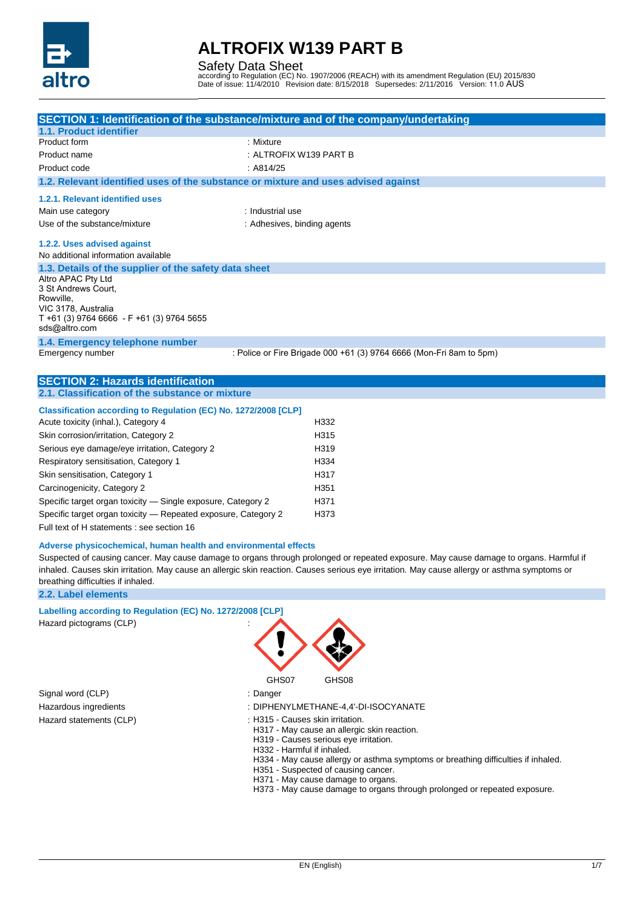# ALTROFIX W139 PART B

Safety Data Sheet

according to Regulation (EC) No. 1907/2006 (REACH) with its amendment Regulation (EU) 2015/830
Date of issue: 11/4/2010 Revision date: 8/15/2018 Supersedes: 2/11/2016 Version: 11.0 AUS

## SECTION 1: Identification of the substance/mixture and of the company/undertaking

### 1.1. Product identifier

| | |
|---|---|
| Product form | : Mixture |
| Product name | : ALTROFIX W139 PART B |
| Product code | : A814/25 |

### 1.2. Relevant identified uses of the substance or mixture and uses advised against

#### 1.2.1. Relevant identified uses

| | |
|---|---|
| Main use category | : Industrial use |
| Use of the substance/mixture | : Adhesives, binding agents |

#### 1.2.2. Uses advised against

No additional information available

### 1.3. Details of the supplier of the safety data sheet

Altro APAC Pty Ltd
3 St Andrews Court,
Rowville,
VIC 3178, Australia
T +61 (3) 9764 6666 - F +61 (3) 9764 5655
sds@altro.com

### 1.4. Emergency telephone number

Emergency number : Police or Fire Brigade 000 +61 (3) 9764 6666 (Mon-Fri 8am to 5pm)

## SECTION 2: Hazards identification

### 2.1. Classification of the substance or mixture

**Classification according to Regulation (EC) No. 1272/2008 [CLP]**

| | |
|---|---|
| Acute toxicity (inhal.), Category 4 | H332 |
| Skin corrosion/irritation, Category 2 | H315 |
| Serious eye damage/eye irritation, Category 2 | H319 |
| Respiratory sensitisation, Category 1 | H334 |
| Skin sensitisation, Category 1 | H317 |
| Carcinogenicity, Category 2 | H351 |
| Specific target organ toxicity — Single exposure, Category 2 | H371 |
| Specific target organ toxicity — Repeated exposure, Category 2 | H373 |

Full text of H statements : see section 16

**Adverse physicochemical, human health and environmental effects**

Suspected of causing cancer. May cause damage to organs through prolonged or repeated exposure. May cause damage to organs. Harmful if inhaled. Causes skin irritation. May cause an allergic skin reaction. Causes serious eye irritation. May cause allergy or asthma symptoms or breathing difficulties if inhaled.

### 2.2. Label elements

**Labelling according to Regulation (EC) No. 1272/2008 [CLP]**

Hazard pictograms (CLP) :

GHS07 GHS08

Signal word (CLP) : Danger

Hazardous ingredients : DIPHENYLMETHANE-4,4'-DI-ISOCYANATE

Hazard statements (CLP) :
- H315 - Causes skin irritation.
- H317 - May cause an allergic skin reaction.
- H319 - Causes serious eye irritation.
- H332 - Harmful if inhaled.
- H334 - May cause allergy or asthma symptoms or breathing difficulties if inhaled.
- H351 - Suspected of causing cancer.
- H371 - May cause damage to organs.
- H373 - May cause damage to organs through prolonged or repeated exposure.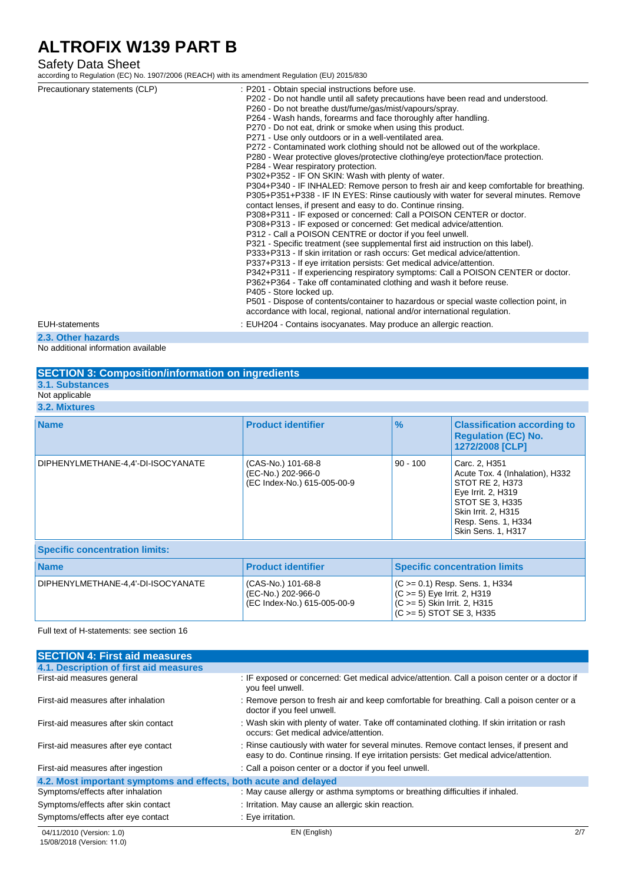| | |
|---|---|
| Precautionary statements (CLP) | : P201 - Obtain special instructions before use.<br>P202 - Do not handle until all safety precautions have been read and understood.<br>P260 - Do not breathe dust/fume/gas/mist/vapours/spray.<br>P264 - Wash hands, forearms and face thoroughly after handling.<br>P270 - Do not eat, drink or smoke when using this product.<br>P271 - Use only outdoors or in a well-ventilated area.<br>P272 - Contaminated work clothing should not be allowed out of the workplace.<br>P280 - Wear protective gloves/protective clothing/eye protection/face protection.<br>P284 - Wear respiratory protection.<br>P302+P352 - IF ON SKIN: Wash with plenty of water.<br>P304+P340 - IF INHALED: Remove person to fresh air and keep comfortable for breathing.<br>P305+P351+P338 - IF IN EYES: Rinse cautiously with water for several minutes. Remove contact lenses, if present and easy to do. Continue rinsing.<br>P308+P311 - IF exposed or concerned: Call a POISON CENTER or doctor.<br>P308+P313 - IF exposed or concerned: Get medical advice/attention.<br>P312 - Call a POISON CENTRE or doctor if you feel unwell.<br>P321 - Specific treatment (see supplemental first aid instruction on this label).<br>P333+P313 - If skin irritation or rash occurs: Get medical advice/attention.<br>P337+P313 - If eye irritation persists: Get medical advice/attention.<br>P342+P311 - If experiencing respiratory symptoms: Call a POISON CENTER or doctor.<br>P362+P364 - Take off contaminated clothing and wash it before reuse.<br>P405 - Store locked up.<br>P501 - Dispose of contents/container to hazardous or special waste collection point, in accordance with local, regional, national and/or international regulation. |
| EUH-statements | : EUH204 - Contains isocyanates. May produce an allergic reaction. |

### 2.3. Other hazards

No additional information available

## SECTION 3: Composition/information on ingredients

### 3.1. Substances

Not applicable

### 3.2. Mixtures

| Name | Product identifier | % | Classification according to Regulation (EC) No. 1272/2008 [CLP] |
|---|---|---|---|
| DIPHENYLMETHANE-4,4'-DI-ISOCYANATE | (CAS-No.) 101-68-8<br>(EC-No.) 202-966-0<br>(EC Index-No.) 615-005-00-9 | 90 - 100 | Carc. 2, H351<br>Acute Tox. 4 (Inhalation), H332<br>STOT RE 2, H373<br>Eye Irrit. 2, H319<br>STOT SE 3, H335<br>Skin Irrit. 2, H315<br>Resp. Sens. 1, H334<br>Skin Sens. 1, H317 |

**Specific concentration limits:**

| Name | Product identifier | Specific concentration limits |
|---|---|---|
| DIPHENYLMETHANE-4,4'-DI-ISOCYANATE | (CAS-No.) 101-68-8<br>(EC-No.) 202-966-0<br>(EC Index-No.) 615-005-00-9 | (C >= 0.1) Resp. Sens. 1, H334<br>(C >= 5) Eye Irrit. 2, H319<br>(C >= 5) Skin Irrit. 2, H315<br>(C >= 5) STOT SE 3, H335 |

Full text of H-statements: see section 16

## SECTION 4: First aid measures

### 4.1. Description of first aid measures

| | |
|---|---|
| First-aid measures general | : IF exposed or concerned: Get medical advice/attention. Call a poison center or a doctor if you feel unwell. |
| First-aid measures after inhalation | : Remove person to fresh air and keep comfortable for breathing. Call a poison center or a doctor if you feel unwell. |
| First-aid measures after skin contact | : Wash skin with plenty of water. Take off contaminated clothing. If skin irritation or rash occurs: Get medical advice/attention. |
| First-aid measures after eye contact | : Rinse cautiously with water for several minutes. Remove contact lenses, if present and easy to do. Continue rinsing. If eye irritation persists: Get medical advice/attention. |
| First-aid measures after ingestion | : Call a poison center or a doctor if you feel unwell. |

### 4.2. Most important symptoms and effects, both acute and delayed

| | |
|---|---|
| Symptoms/effects after inhalation | : May cause allergy or asthma symptoms or breathing difficulties if inhaled. |
| Symptoms/effects after skin contact | : Irritation. May cause an allergic skin reaction. |
| Symptoms/effects after eye contact | : Eye irritation. |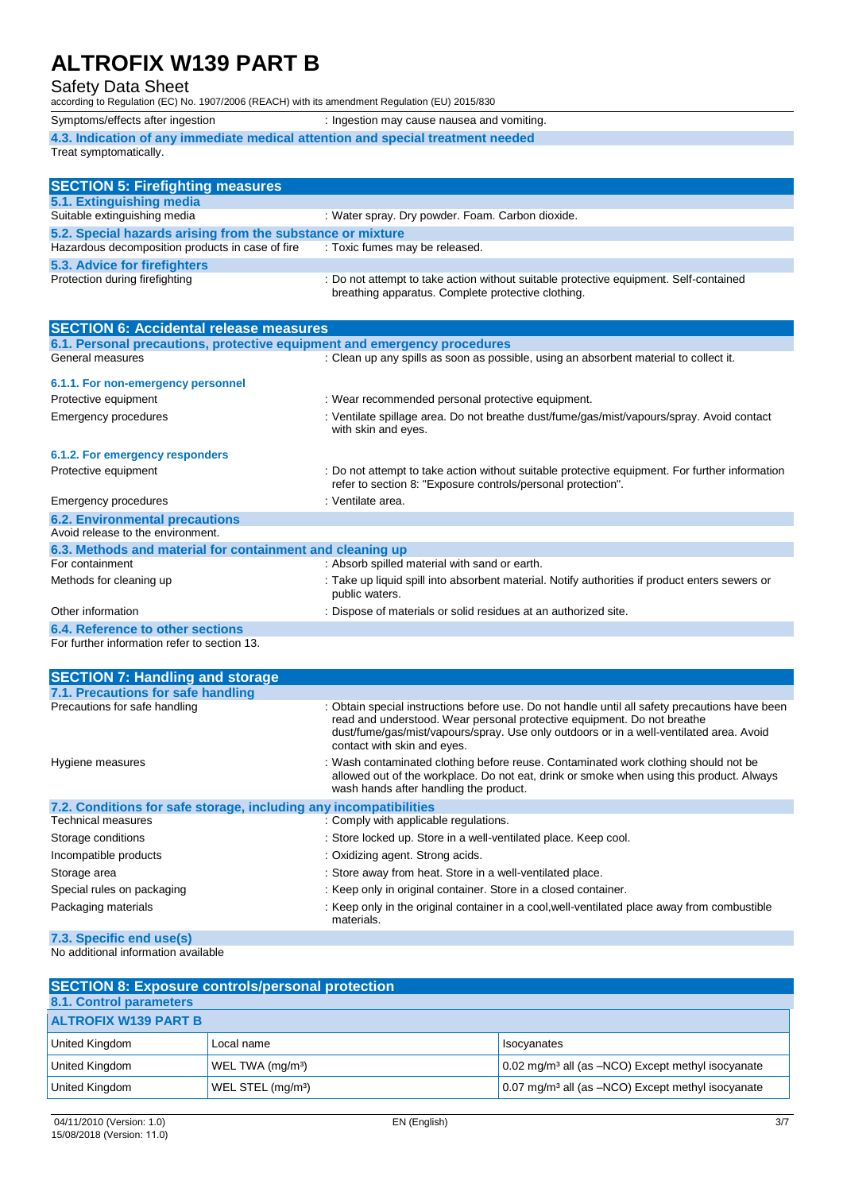Symptoms/effects after ingestion : Ingestion may cause nausea and vomiting.

### 4.3. Indication of any immediate medical attention and special treatment needed

Treat symptomatically.

## SECTION 5: Firefighting measures

### 5.1. Extinguishing media

Suitable extinguishing media : Water spray. Dry powder. Foam. Carbon dioxide.

### 5.2. Special hazards arising from the substance or mixture

Hazardous decomposition products in case of fire : Toxic fumes may be released.

### 5.3. Advice for firefighters

Protection during firefighting : Do not attempt to take action without suitable protective equipment. Self-contained breathing apparatus. Complete protective clothing.

## SECTION 6: Accidental release measures

### 6.1. Personal precautions, protective equipment and emergency procedures

General measures : Clean up any spills as soon as possible, using an absorbent material to collect it.

#### 6.1.1. For non-emergency personnel

Protective equipment : Wear recommended personal protective equipment.

Emergency procedures : Ventilate spillage area. Do not breathe dust/fume/gas/mist/vapours/spray. Avoid contact with skin and eyes.

#### 6.1.2. For emergency responders

Protective equipment : Do not attempt to take action without suitable protective equipment. For further information refer to section 8: "Exposure controls/personal protection".

Emergency procedures : Ventilate area.

### 6.2. Environmental precautions

Avoid release to the environment.

### 6.3. Methods and material for containment and cleaning up

For containment : Absorb spilled material with sand or earth.

Methods for cleaning up : Take up liquid spill into absorbent material. Notify authorities if product enters sewers or public waters.

Other information : Dispose of materials or solid residues at an authorized site.

### 6.4. Reference to other sections

For further information refer to section 13.

## SECTION 7: Handling and storage

### 7.1. Precautions for safe handling

Precautions for safe handling : Obtain special instructions before use. Do not handle until all safety precautions have been read and understood. Wear personal protective equipment. Do not breathe dust/fume/gas/mist/vapours/spray. Use only outdoors or in a well-ventilated area. Avoid contact with skin and eyes.

Hygiene measures : Wash contaminated clothing before reuse. Contaminated work clothing should not be allowed out of the workplace. Do not eat, drink or smoke when using this product. Always wash hands after handling the product.

### 7.2. Conditions for safe storage, including any incompatibilities

Technical measures : Comply with applicable regulations.

Storage conditions : Store locked up. Store in a well-ventilated place. Keep cool.

Incompatible products : Oxidizing agent. Strong acids.

Storage area : Store away from heat. Store in a well-ventilated place.

Special rules on packaging : Keep only in original container. Store in a closed container.

Packaging materials : Keep only in the original container in a cool,well-ventilated place away from combustible materials.

### 7.3. Specific end use(s)

No additional information available

## SECTION 8: Exposure controls/personal protection

### 8.1. Control parameters

| ALTROFIX W139 PART B | | |
|---|---|---|
| United Kingdom | Local name | Isocyanates |
| United Kingdom | WEL TWA (mg/m³) | 0.02 mg/m³ all (as –NCO) Except methyl isocyanate |
| United Kingdom | WEL STEL (mg/m³) | 0.07 mg/m³ all (as –NCO) Except methyl isocyanate |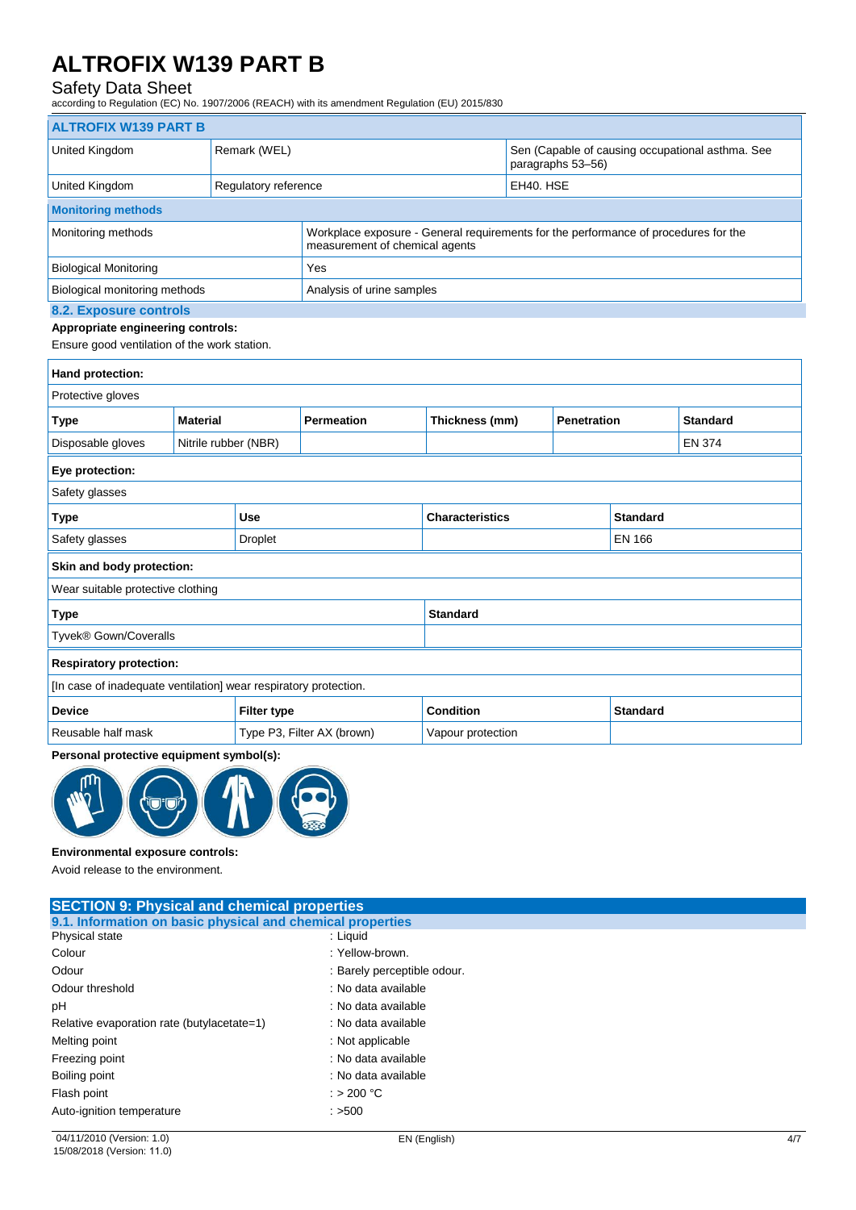| ALTROFIX W139 PART B | | |
|---|---|---|
| United Kingdom | Remark (WEL) | Sen (Capable of causing occupational asthma. See paragraphs 53–56) |
| United Kingdom | Regulatory reference | EH40. HSE |

| Monitoring methods | |
|---|---|
| Monitoring methods | Workplace exposure - General requirements for the performance of procedures for the measurement of chemical agents |
| Biological Monitoring | Yes |
| Biological monitoring methods | Analysis of urine samples |

### 8.2. Exposure controls

**Appropriate engineering controls:**

Ensure good ventilation of the work station.

**Hand protection:**

Protective gloves

| Type | Material | Permeation | Thickness (mm) | Penetration | Standard |
|---|---|---|---|---|---|
| Disposable gloves | Nitrile rubber (NBR) | | | | EN 374 |

**Eye protection:**

Safety glasses

| Type | Use | Characteristics | Standard |
|---|---|---|---|
| Safety glasses | Droplet | | EN 166 |

**Skin and body protection:**

Wear suitable protective clothing

| Type | Standard |
|---|---|
| Tyvek® Gown/Coveralls | |

**Respiratory protection:**

[In case of inadequate ventilation] wear respiratory protection.

| Device | Filter type | Condition | Standard |
|---|---|---|---|
| Reusable half mask | Type P3, Filter AX (brown) | Vapour protection | |

**Personal protective equipment symbol(s):**

**Environmental exposure controls:**

Avoid release to the environment.

## SECTION 9: Physical and chemical properties

### 9.1. Information on basic physical and chemical properties

| | |
|---|---|
| Physical state | : Liquid |
| Colour | : Yellow-brown. |
| Odour | : Barely perceptible odour. |
| Odour threshold | : No data available |
| pH | : No data available |
| Relative evaporation rate (butylacetate=1) | : No data available |
| Melting point | : Not applicable |
| Freezing point | : No data available |
| Boiling point | : No data available |
| Flash point | : > 200 °C |
| Auto-ignition temperature | : >500 |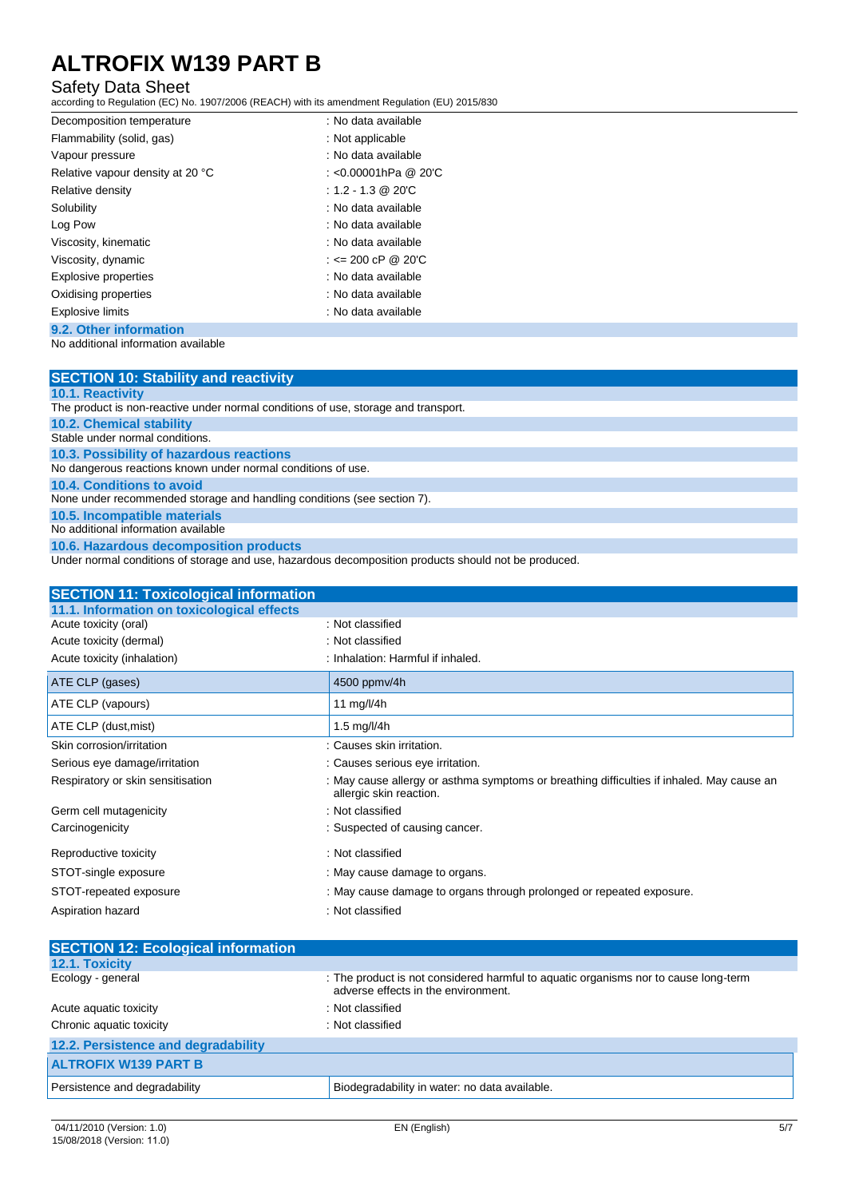| | |
|---|---|
| Decomposition temperature | : No data available |
| Flammability (solid, gas) | : Not applicable |
| Vapour pressure | : No data available |
| Relative vapour density at 20 °C | : <0.00001hPa @ 20'C |
| Relative density | : 1.2 - 1.3 @ 20'C |
| Solubility | : No data available |
| Log Pow | : No data available |
| Viscosity, kinematic | : No data available |
| Viscosity, dynamic | : <= 200 cP @ 20'C |
| Explosive properties | : No data available |
| Oxidising properties | : No data available |
| Explosive limits | : No data available |

### 9.2. Other information

No additional information available

## SECTION 10: Stability and reactivity

### 10.1. Reactivity

The product is non-reactive under normal conditions of use, storage and transport.

### 10.2. Chemical stability

Stable under normal conditions.

### 10.3. Possibility of hazardous reactions

No dangerous reactions known under normal conditions of use.

### 10.4. Conditions to avoid

None under recommended storage and handling conditions (see section 7).

### 10.5. Incompatible materials

No additional information available

### 10.6. Hazardous decomposition products

Under normal conditions of storage and use, hazardous decomposition products should not be produced.

## SECTION 11: Toxicological information

### 11.1. Information on toxicological effects

| | |
|---|---|
| Acute toxicity (oral) | : Not classified |
| Acute toxicity (dermal) | : Not classified |
| Acute toxicity (inhalation) | : Inhalation: Harmful if inhaled. |

| | |
|---|---|
| ATE CLP (gases) | 4500 ppmv/4h |
| ATE CLP (vapours) | 11 mg/l/4h |
| ATE CLP (dust,mist) | 1.5 mg/l/4h |

| | |
|---|---|
| Skin corrosion/irritation | : Causes skin irritation. |
| Serious eye damage/irritation | : Causes serious eye irritation. |
| Respiratory or skin sensitisation | : May cause allergy or asthma symptoms or breathing difficulties if inhaled. May cause an allergic skin reaction. |
| Germ cell mutagenicity | : Not classified |
| Carcinogenicity | : Suspected of causing cancer. |
| Reproductive toxicity | : Not classified |
| STOT-single exposure | : May cause damage to organs. |
| STOT-repeated exposure | : May cause damage to organs through prolonged or repeated exposure. |
| Aspiration hazard | : Not classified |

## SECTION 12: Ecological information

### 12.1. Toxicity

| | |
|---|---|
| Ecology - general | : The product is not considered harmful to aquatic organisms nor to cause long-term adverse effects in the environment. |
| Acute aquatic toxicity | : Not classified |
| Chronic aquatic toxicity | : Not classified |

### 12.2. Persistence and degradability

| ALTROFIX W139 PART B | |
|---|---|
| Persistence and degradability | Biodegradability in water: no data available. |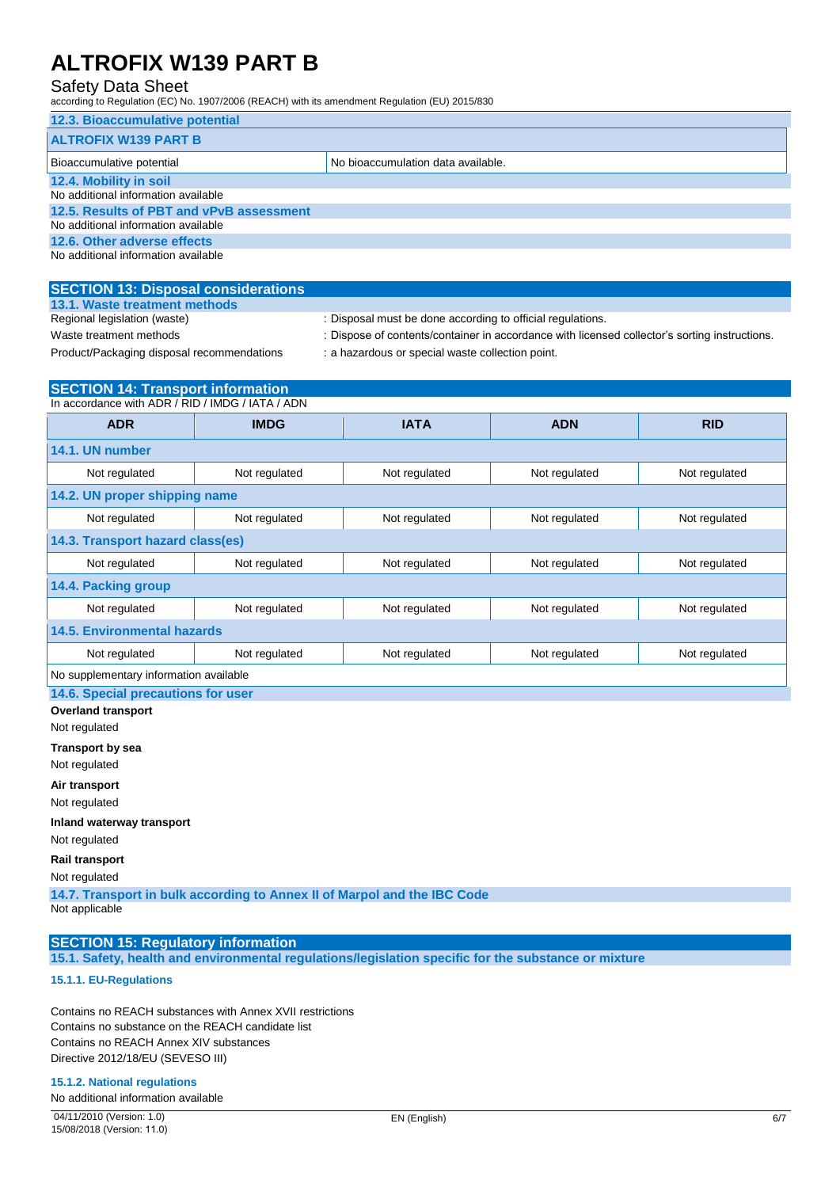### 12.3. Bioaccumulative potential

| ALTROFIX W139 PART B | |
|---|---|
| Bioaccumulative potential | No bioaccumulation data available. |

### 12.4. Mobility in soil

No additional information available

### 12.5. Results of PBT and vPvB assessment

No additional information available

### 12.6. Other adverse effects

No additional information available

## SECTION 13: Disposal considerations

### 13.1. Waste treatment methods

Regional legislation (waste) : Disposal must be done according to official regulations.

Waste treatment methods : Dispose of contents/container in accordance with licensed collector's sorting instructions.

Product/Packaging disposal recommendations : a hazardous or special waste collection point.

## SECTION 14: Transport information

In accordance with ADR / RID / IMDG / IATA / ADN

| ADR | IMDG | IATA | ADN | RID |
|---|---|---|---|---|
| **14.1. UN number** | | | | |
| Not regulated | Not regulated | Not regulated | Not regulated | Not regulated |
| **14.2. UN proper shipping name** | | | | |
| Not regulated | Not regulated | Not regulated | Not regulated | Not regulated |
| **14.3. Transport hazard class(es)** | | | | |
| Not regulated | Not regulated | Not regulated | Not regulated | Not regulated |
| **14.4. Packing group** | | | | |
| Not regulated | Not regulated | Not regulated | Not regulated | Not regulated |
| **14.5. Environmental hazards** | | | | |
| Not regulated | Not regulated | Not regulated | Not regulated | Not regulated |
| No supplementary information available | | | | |

### 14.6. Special precautions for user

**Overland transport**

Not regulated

**Transport by sea**

Not regulated

**Air transport**

Not regulated

**Inland waterway transport**

Not regulated

**Rail transport**

Not regulated

### 14.7. Transport in bulk according to Annex II of Marpol and the IBC Code

Not applicable

## SECTION 15: Regulatory information

### 15.1. Safety, health and environmental regulations/legislation specific for the substance or mixture

#### 15.1.1. EU-Regulations

Contains no REACH substances with Annex XVII restrictions
Contains no substance on the REACH candidate list
Contains no REACH Annex XIV substances
Directive 2012/18/EU (SEVESO III)

#### 15.1.2. National regulations

No additional information available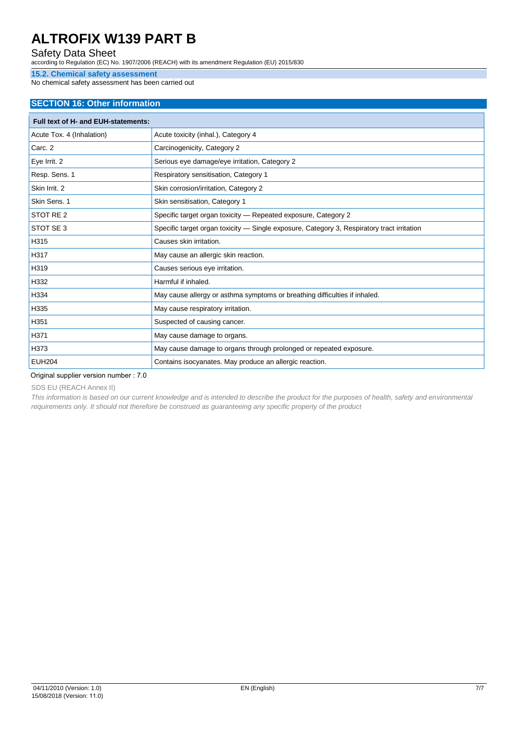### 15.2. Chemical safety assessment

No chemical safety assessment has been carried out

## SECTION 16: Other information

| Full text of H- and EUH-statements: | |
|---|---|
| Acute Tox. 4 (Inhalation) | Acute toxicity (inhal.), Category 4 |
| Carc. 2 | Carcinogenicity, Category 2 |
| Eye Irrit. 2 | Serious eye damage/eye irritation, Category 2 |
| Resp. Sens. 1 | Respiratory sensitisation, Category 1 |
| Skin Irrit. 2 | Skin corrosion/irritation, Category 2 |
| Skin Sens. 1 | Skin sensitisation, Category 1 |
| STOT RE 2 | Specific target organ toxicity — Repeated exposure, Category 2 |
| STOT SE 3 | Specific target organ toxicity — Single exposure, Category 3, Respiratory tract irritation |
| H315 | Causes skin irritation. |
| H317 | May cause an allergic skin reaction. |
| H319 | Causes serious eye irritation. |
| H332 | Harmful if inhaled. |
| H334 | May cause allergy or asthma symptoms or breathing difficulties if inhaled. |
| H335 | May cause respiratory irritation. |
| H351 | Suspected of causing cancer. |
| H371 | May cause damage to organs. |
| H373 | May cause damage to organs through prolonged or repeated exposure. |
| EUH204 | Contains isocyanates. May produce an allergic reaction. |

Original supplier version number : 7.0

SDS EU (REACH Annex II)

*This information is based on our current knowledge and is intended to describe the product for the purposes of health, safety and environmental requirements only. It should not therefore be construed as guaranteeing any specific property of the product*